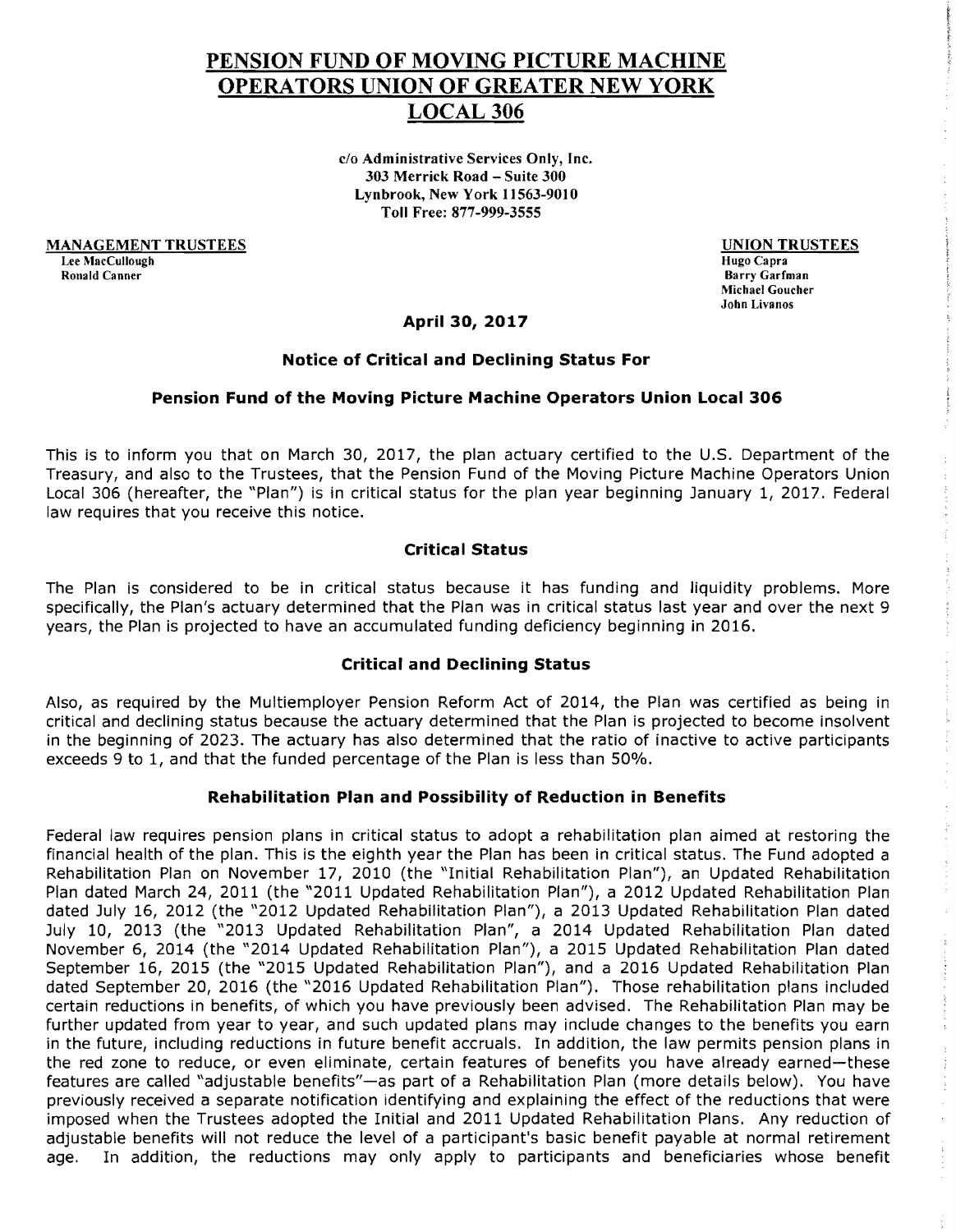# PENSION FUND OF MOVING PICTURE MACHINE OPERATORS UNION OF GREATER NEW YORK LOCAL 306

**c/o Administrative Services Only, Inc.**
**303 Merrick Road – Suite 300**
**Lynbrook, New York 11563-9010**
**Toll Free: 877-999-3555**

**MANAGEMENT TRUSTEES**
Lee MacCullough
Ronald Canner

**UNION TRUSTEES**
Hugo Capra
Barry Garfman
Michael Goucher
John Livanos

**April 30, 2017**

### Notice of Critical and Declining Status For

### Pension Fund of the Moving Picture Machine Operators Union Local 306

This is to inform you that on March 30, 2017, the plan actuary certified to the U.S. Department of the Treasury, and also to the Trustees, that the Pension Fund of the Moving Picture Machine Operators Union Local 306 (hereafter, the "Plan") is in critical status for the plan year beginning January 1, 2017. Federal law requires that you receive this notice.

### Critical Status

The Plan is considered to be in critical status because it has funding and liquidity problems. More specifically, the Plan's actuary determined that the Plan was in critical status last year and over the next 9 years, the Plan is projected to have an accumulated funding deficiency beginning in 2016.

### Critical and Declining Status

Also, as required by the Multiemployer Pension Reform Act of 2014, the Plan was certified as being in critical and declining status because the actuary determined that the Plan is projected to become insolvent in the beginning of 2023. The actuary has also determined that the ratio of inactive to active participants exceeds 9 to 1, and that the funded percentage of the Plan is less than 50%.

### Rehabilitation Plan and Possibility of Reduction in Benefits

Federal law requires pension plans in critical status to adopt a rehabilitation plan aimed at restoring the financial health of the plan. This is the eighth year the Plan has been in critical status. The Fund adopted a Rehabilitation Plan on November 17, 2010 (the "Initial Rehabilitation Plan"), an Updated Rehabilitation Plan dated March 24, 2011 (the "2011 Updated Rehabilitation Plan"), a 2012 Updated Rehabilitation Plan dated July 16, 2012 (the "2012 Updated Rehabilitation Plan"), a 2013 Updated Rehabilitation Plan dated July 10, 2013 (the "2013 Updated Rehabilitation Plan", a 2014 Updated Rehabilitation Plan dated November 6, 2014 (the "2014 Updated Rehabilitation Plan"), a 2015 Updated Rehabilitation Plan dated September 16, 2015 (the "2015 Updated Rehabilitation Plan"), and a 2016 Updated Rehabilitation Plan dated September 20, 2016 (the "2016 Updated Rehabilitation Plan"). Those rehabilitation plans included certain reductions in benefits, of which you have previously been advised. The Rehabilitation Plan may be further updated from year to year, and such updated plans may include changes to the benefits you earn in the future, including reductions in future benefit accruals. In addition, the law permits pension plans in the red zone to reduce, or even eliminate, certain features of benefits you have already earned—these features are called "adjustable benefits"—as part of a Rehabilitation Plan (more details below). You have previously received a separate notification identifying and explaining the effect of the reductions that were imposed when the Trustees adopted the Initial and 2011 Updated Rehabilitation Plans. Any reduction of adjustable benefits will not reduce the level of a participant's basic benefit payable at normal retirement age. In addition, the reductions may only apply to participants and beneficiaries whose benefit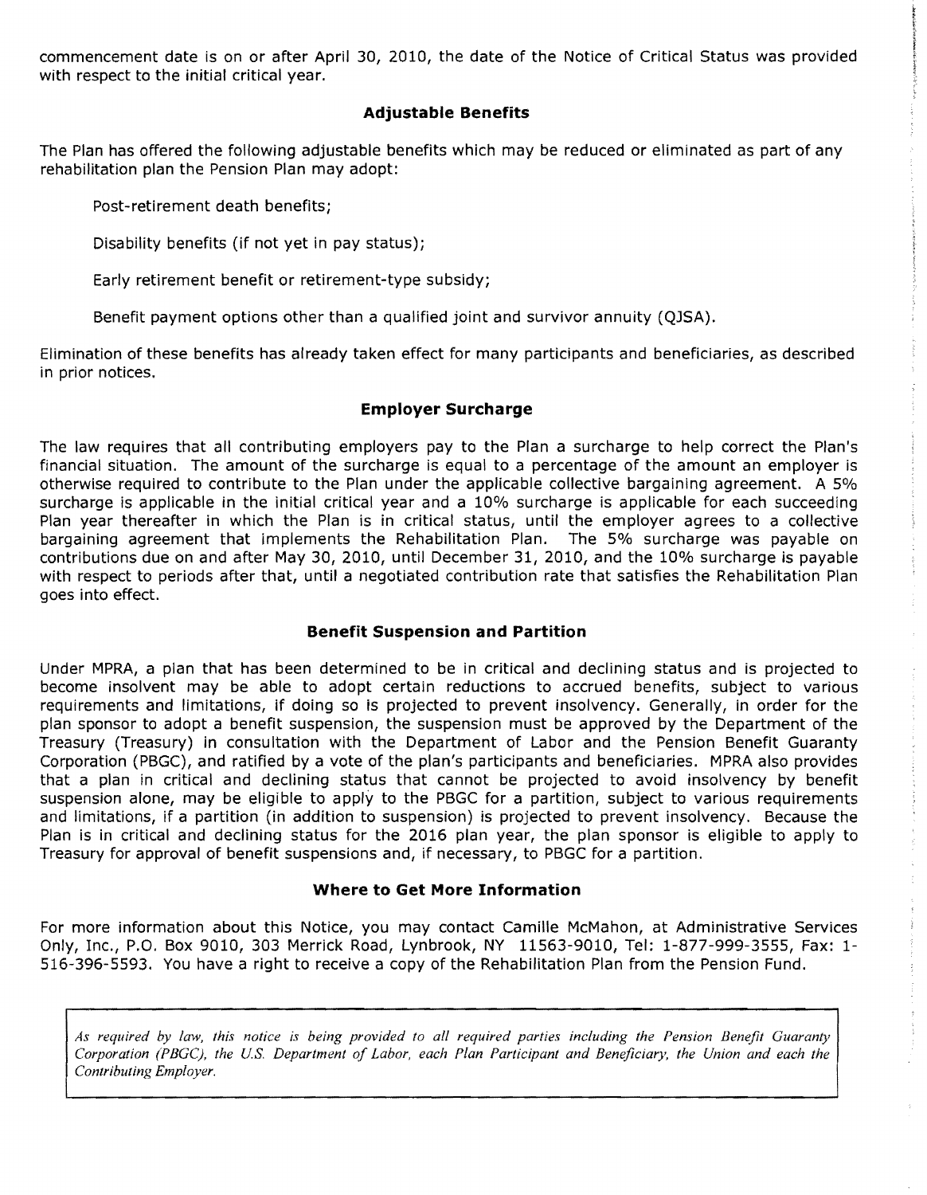commencement date is on or after April 30, 2010, the date of the Notice of Critical Status was provided with respect to the initial critical year.

## Adjustable Benefits

The Plan has offered the following adjustable benefits which may be reduced or eliminated as part of any rehabilitation plan the Pension Plan may adopt:

Post-retirement death benefits;

Disability benefits (if not yet in pay status);

Early retirement benefit or retirement-type subsidy;

Benefit payment options other than a qualified joint and survivor annuity (QJSA).

Elimination of these benefits has already taken effect for many participants and beneficiaries, as described in prior notices.

## Employer Surcharge

The law requires that all contributing employers pay to the Plan a surcharge to help correct the Plan's financial situation. The amount of the surcharge is equal to a percentage of the amount an employer is otherwise required to contribute to the Plan under the applicable collective bargaining agreement. A 5% surcharge is applicable in the initial critical year and a 10% surcharge is applicable for each succeeding Plan year thereafter in which the Plan is in critical status, until the employer agrees to a collective bargaining agreement that implements the Rehabilitation Plan. The 5% surcharge was payable on contributions due on and after May 30, 2010, until December 31, 2010, and the 10% surcharge is payable with respect to periods after that, until a negotiated contribution rate that satisfies the Rehabilitation Plan goes into effect.

## Benefit Suspension and Partition

Under MPRA, a plan that has been determined to be in critical and declining status and is projected to become insolvent may be able to adopt certain reductions to accrued benefits, subject to various requirements and limitations, if doing so is projected to prevent insolvency. Generally, in order for the plan sponsor to adopt a benefit suspension, the suspension must be approved by the Department of the Treasury (Treasury) in consultation with the Department of Labor and the Pension Benefit Guaranty Corporation (PBGC), and ratified by a vote of the plan's participants and beneficiaries. MPRA also provides that a plan in critical and declining status that cannot be projected to avoid insolvency by benefit suspension alone, may be eligible to apply to the PBGC for a partition, subject to various requirements and limitations, if a partition (in addition to suspension) is projected to prevent insolvency. Because the Plan is in critical and declining status for the 2016 plan year, the plan sponsor is eligible to apply to Treasury for approval of benefit suspensions and, if necessary, to PBGC for a partition.

## Where to Get More Information

For more information about this Notice, you may contact Camille McMahon, at Administrative Services Only, Inc., P.O. Box 9010, 303 Merrick Road, Lynbrook, NY 11563-9010, Tel: 1-877-999-3555, Fax: 1-516-396-5593. You have a right to receive a copy of the Rehabilitation Plan from the Pension Fund.

*As required by law, this notice is being provided to all required parties including the Pension Benefit Guaranty Corporation (PBGC), the U.S. Department of Labor, each Plan Participant and Beneficiary, the Union and each the Contributing Employer.*